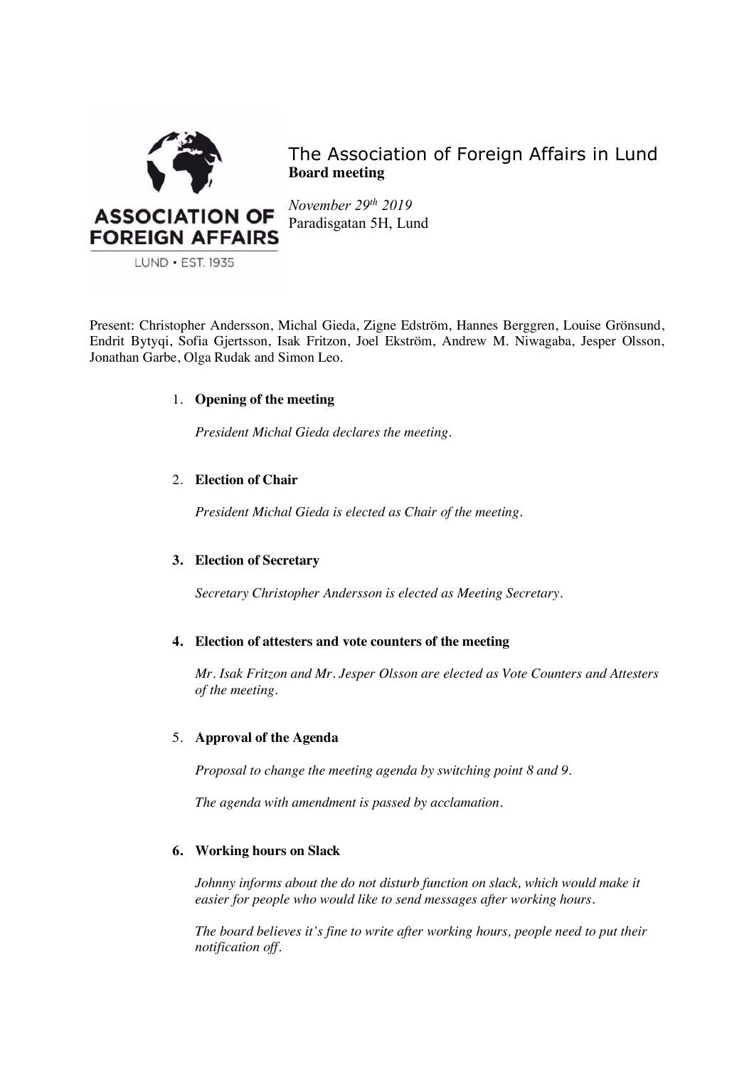# The Association of Foreign Affairs in Lund

**Board meeting**

*November 29th 2019*
Paradisgatan 5H, Lund

Present: Christopher Andersson, Michal Gieda, Zigne Edström, Hannes Berggren, Louise Grönsund, Endrit Bytyqi, Sofia Gjertsson, Isak Fritzon, Joel Ekström, Andrew M. Niwagaba, Jesper Olsson, Jonathan Garbe, Olga Rudak and Simon Leo.

1. **Opening of the meeting**

   *President Michal Gieda declares the meeting.*

2. **Election of Chair**

   *President Michal Gieda is elected as Chair of the meeting.*

3. **Election of Secretary**

   *Secretary Christopher Andersson is elected as Meeting Secretary.*

4. **Election of attesters and vote counters of the meeting**

   *Mr. Isak Fritzon and Mr. Jesper Olsson are elected as Vote Counters and Attesters of the meeting.*

5. **Approval of the Agenda**

   *Proposal to change the meeting agenda by switching point 8 and 9.*

   *The agenda with amendment is passed by acclamation.*

6. **Working hours on Slack**

   *Johnny informs about the do not disturb function on slack, which would make it easier for people who would like to send messages after working hours.*

   *The board believes it's fine to write after working hours, people need to put their notification off.*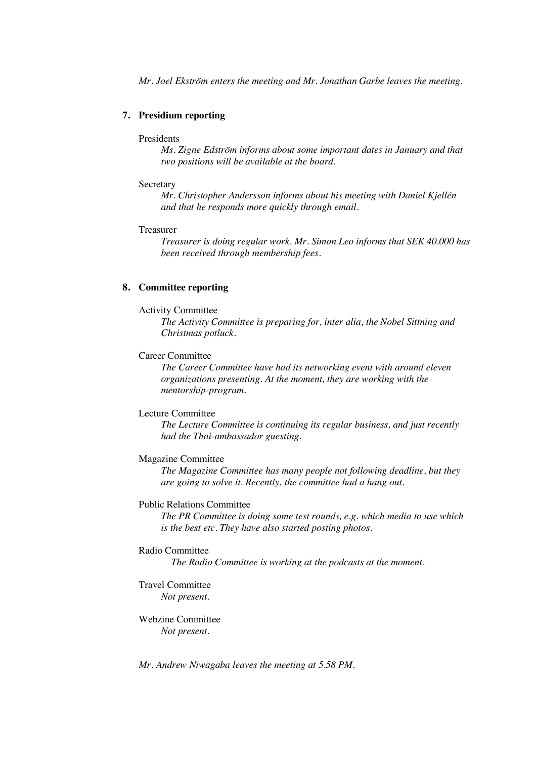*Mr. Joel Ekström enters the meeting and Mr. Jonathan Garbe leaves the meeting.*

## 7. Presidium reporting

Presidents

*Ms. Zigne Edström informs about some important dates in January and that two positions will be available at the board.*

Secretary

*Mr. Christopher Andersson informs about his meeting with Daniel Kjellén and that he responds more quickly through email.*

Treasurer

*Treasurer is doing regular work. Mr. Simon Leo informs that SEK 40.000 has been received through membership fees.*

## 8. Committee reporting

Activity Committee

*The Activity Committee is preparing for, inter alia, the Nobel Sittning and Christmas potluck.*

Career Committee

*The Career Committee have had its networking event with around eleven organizations presenting. At the moment, they are working with the mentorship-program.*

Lecture Committee

*The Lecture Committee is continuing its regular business, and just recently had the Thai-ambassador guesting.*

Magazine Committee

*The Magazine Committee has many people not following deadline, but they are going to solve it. Recently, the committee had a hang out.*

Public Relations Committee

*The PR Committee is doing some test rounds, e.g. which media to use which is the best etc. They have also started posting photos.*

Radio Committee

*The Radio Committee is working at the podcasts at the moment.*

Travel Committee

*Not present.*

Webzine Committee

*Not present.*

*Mr. Andrew Niwagaba leaves the meeting at 5.58 PM.*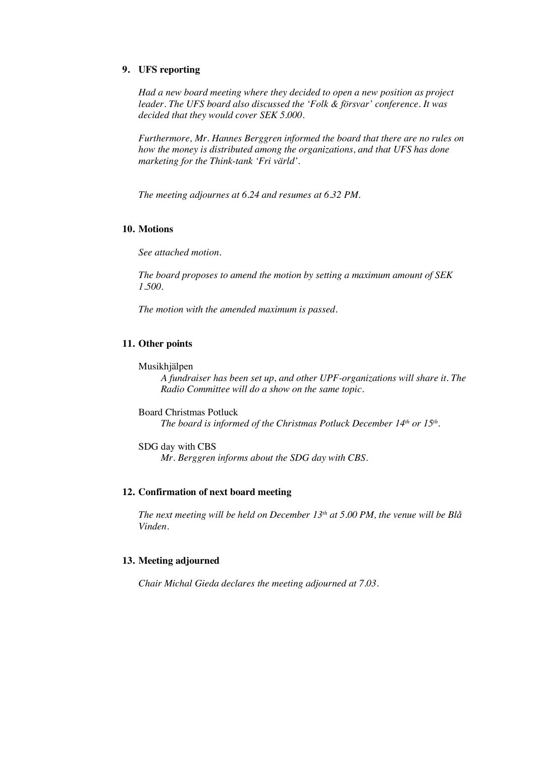## 9. UFS reporting

*Had a new board meeting where they decided to open a new position as project leader. The UFS board also discussed the 'Folk & försvar' conference. It was decided that they would cover SEK 5.000.*

*Furthermore, Mr. Hannes Berggren informed the board that there are no rules on how the money is distributed among the organizations, and that UFS has done marketing for the Think-tank 'Fri värld'.*

*The meeting adjournes at 6.24 and resumes at 6.32 PM.*

## 10. Motions

*See attached motion.*

*The board proposes to amend the motion by setting a maximum amount of SEK 1.500.*

*The motion with the amended maximum is passed.*

## 11. Other points

Musikhjälpen

*A fundraiser has been set up, and other UPF-organizations will share it. The Radio Committee will do a show on the same topic.*

Board Christmas Potluck

*The board is informed of the Christmas Potluck December 14th or 15th.*

SDG day with CBS

*Mr. Berggren informs about the SDG day with CBS.*

## 12. Confirmation of next board meeting

*The next meeting will be held on December 13th at 5.00 PM, the venue will be Blå Vinden.*

## 13. Meeting adjourned

*Chair Michal Gieda declares the meeting adjourned at 7.03.*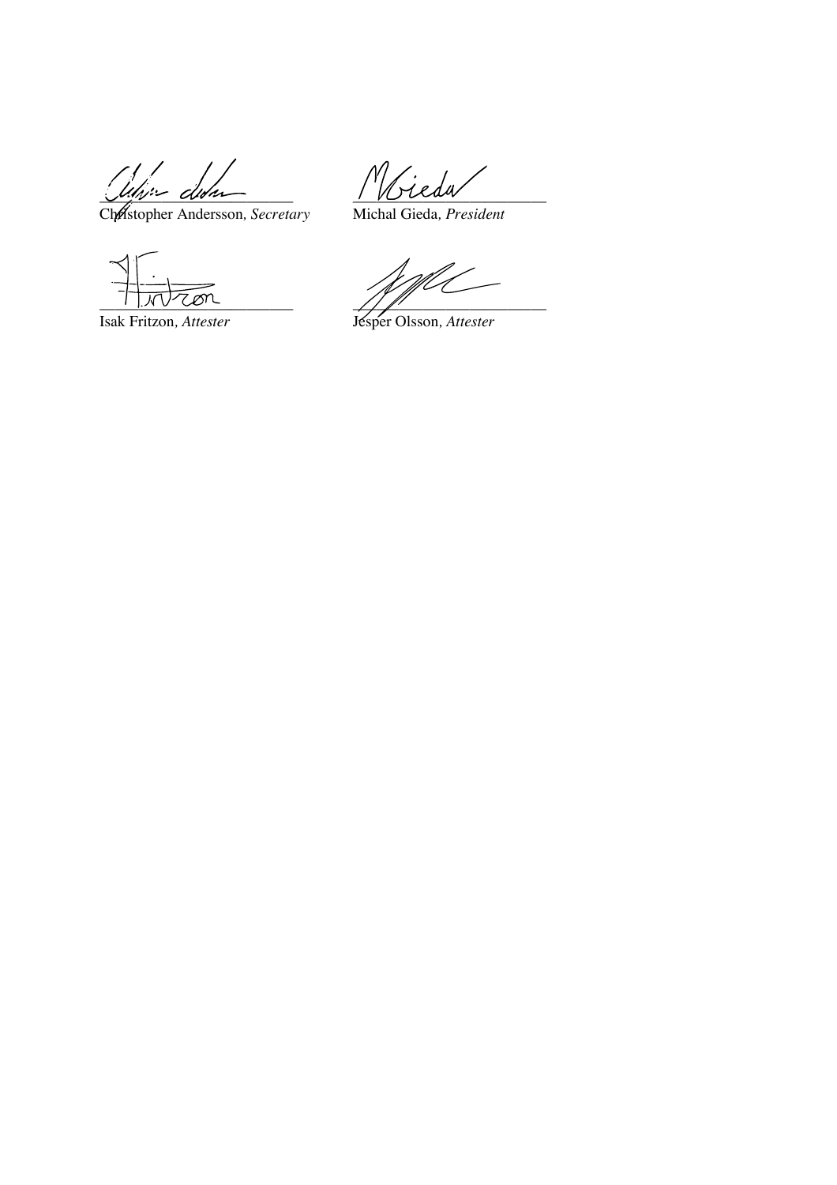\_\_\_\_\_\_\_\_\_\_\_\_\_\_\_\_\_\_\_\_\_\_\_\_\_\_
Christopher Andersson, *Secretary*

\_\_\_\_\_\_\_\_\_\_\_\_\_\_\_\_\_\_\_\_\_\_\_\_\_\_
Michal Gieda, *President*

\_\_\_\_\_\_\_\_\_\_\_\_\_\_\_\_\_\_\_\_\_\_\_\_\_\_
Isak Fritzon, *Attester*

\_\_\_\_\_\_\_\_\_\_\_\_\_\_\_\_\_\_\_\_\_\_\_\_\_\_
Jesper Olsson, *Attester*